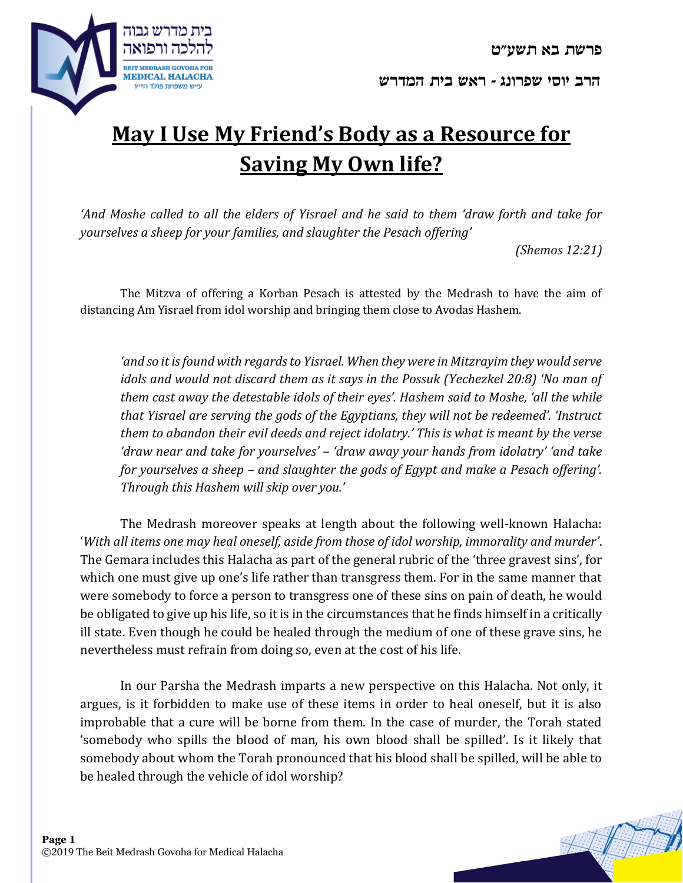פרשת בא תשע"ט

הרב יוסי שפרונג - ראש בית המדרש

# May I Use My Friend's Body as a Resource for Saving My Own life?

*'And Moshe called to all the elders of Yisrael and he said to them 'draw forth and take for yourselves a sheep for your families, and slaughter the Pesach offering'*

*(Shemos 12:21)*

The Mitzva of offering a Korban Pesach is attested by the Medrash to have the aim of distancing Am Yisrael from idol worship and bringing them close to Avodas Hashem.

> *'and so it is found with regards to Yisrael. When they were in Mitzrayim they would serve idols and would not discard them as it says in the Possuk (Yechezkel 20:8) 'No man of them cast away the detestable idols of their eyes'. Hashem said to Moshe, 'all the while that Yisrael are serving the gods of the Egyptians, they will not be redeemed'. 'Instruct them to abandon their evil deeds and reject idolatry.' This is what is meant by the verse 'draw near and take for yourselves' – 'draw away your hands from idolatry' 'and take for yourselves a sheep – and slaughter the gods of Egypt and make a Pesach offering'. Through this Hashem will skip over you.'*

The Medrash moreover speaks at length about the following well-known Halacha: '*With all items one may heal oneself, aside from those of idol worship, immorality and murder*'. The Gemara includes this Halacha as part of the general rubric of the 'three gravest sins', for which one must give up one's life rather than transgress them. For in the same manner that were somebody to force a person to transgress one of these sins on pain of death, he would be obligated to give up his life, so it is in the circumstances that he finds himself in a critically ill state. Even though he could be healed through the medium of one of these grave sins, he nevertheless must refrain from doing so, even at the cost of his life.

In our Parsha the Medrash imparts a new perspective on this Halacha. Not only, it argues, is it forbidden to make use of these items in order to heal oneself, but it is also improbable that a cure will be borne from them. In the case of murder, the Torah stated 'somebody who spills the blood of man, his own blood shall be spilled'. Is it likely that somebody about whom the Torah pronounced that his blood shall be spilled, will be able to be healed through the vehicle of idol worship?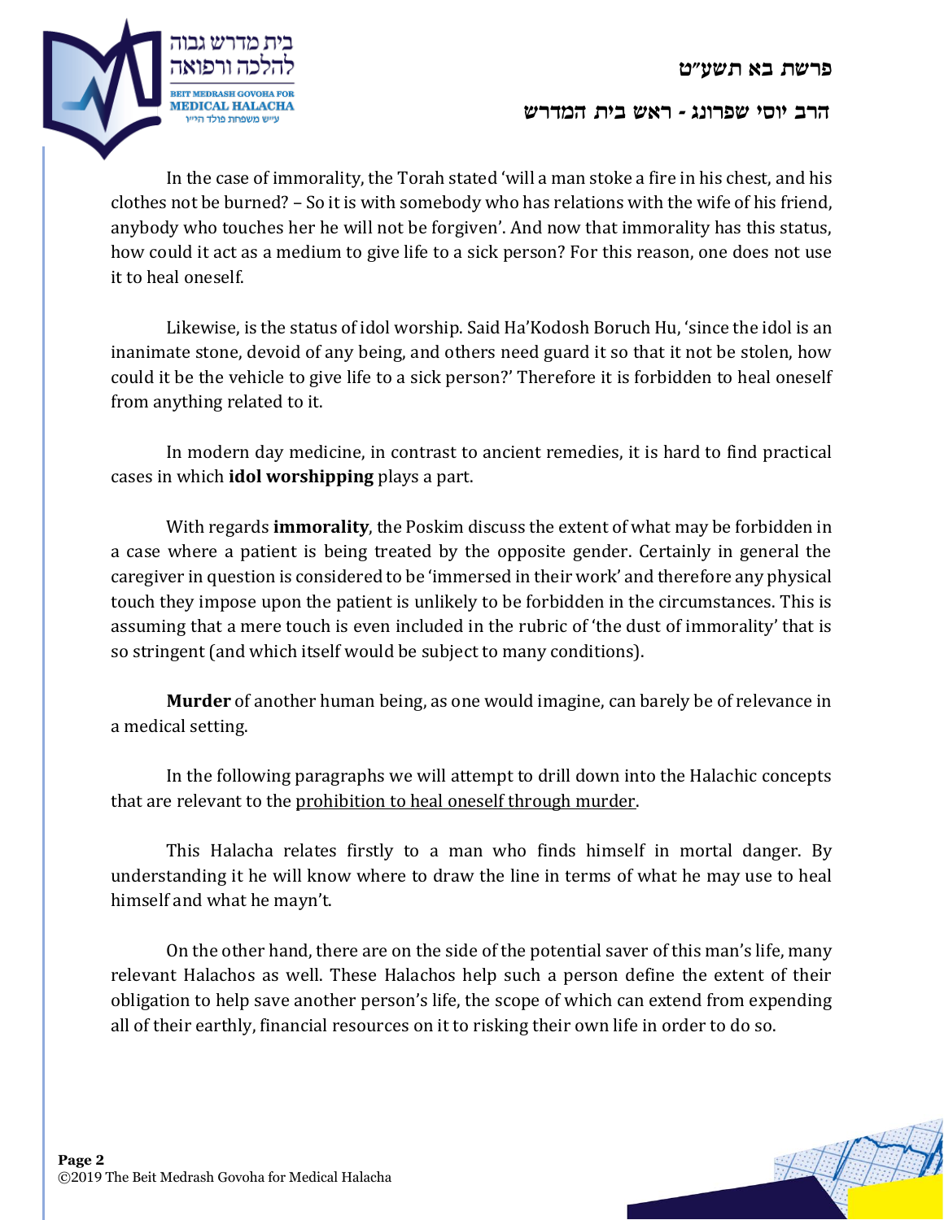In the case of immorality, the Torah stated 'will a man stoke a fire in his chest, and his clothes not be burned? – So it is with somebody who has relations with the wife of his friend, anybody who touches her he will not be forgiven'. And now that immorality has this status, how could it act as a medium to give life to a sick person? For this reason, one does not use it to heal oneself.

Likewise, is the status of idol worship. Said Ha'Kodosh Boruch Hu, 'since the idol is an inanimate stone, devoid of any being, and others need guard it so that it not be stolen, how could it be the vehicle to give life to a sick person?' Therefore it is forbidden to heal oneself from anything related to it.

In modern day medicine, in contrast to ancient remedies, it is hard to find practical cases in which **idol worshipping** plays a part.

With regards **immorality**, the Poskim discuss the extent of what may be forbidden in a case where a patient is being treated by the opposite gender. Certainly in general the caregiver in question is considered to be 'immersed in their work' and therefore any physical touch they impose upon the patient is unlikely to be forbidden in the circumstances. This is assuming that a mere touch is even included in the rubric of 'the dust of immorality' that is so stringent (and which itself would be subject to many conditions).

**Murder** of another human being, as one would imagine, can barely be of relevance in a medical setting.

In the following paragraphs we will attempt to drill down into the Halachic concepts that are relevant to the <u>prohibition to heal oneself through murder</u>.

This Halacha relates firstly to a man who finds himself in mortal danger. By understanding it he will know where to draw the line in terms of what he may use to heal himself and what he mayn't.

On the other hand, there are on the side of the potential saver of this man's life, many relevant Halachos as well. These Halachos help such a person define the extent of their obligation to help save another person's life, the scope of which can extend from expending all of their earthly, financial resources on it to risking their own life in order to do so.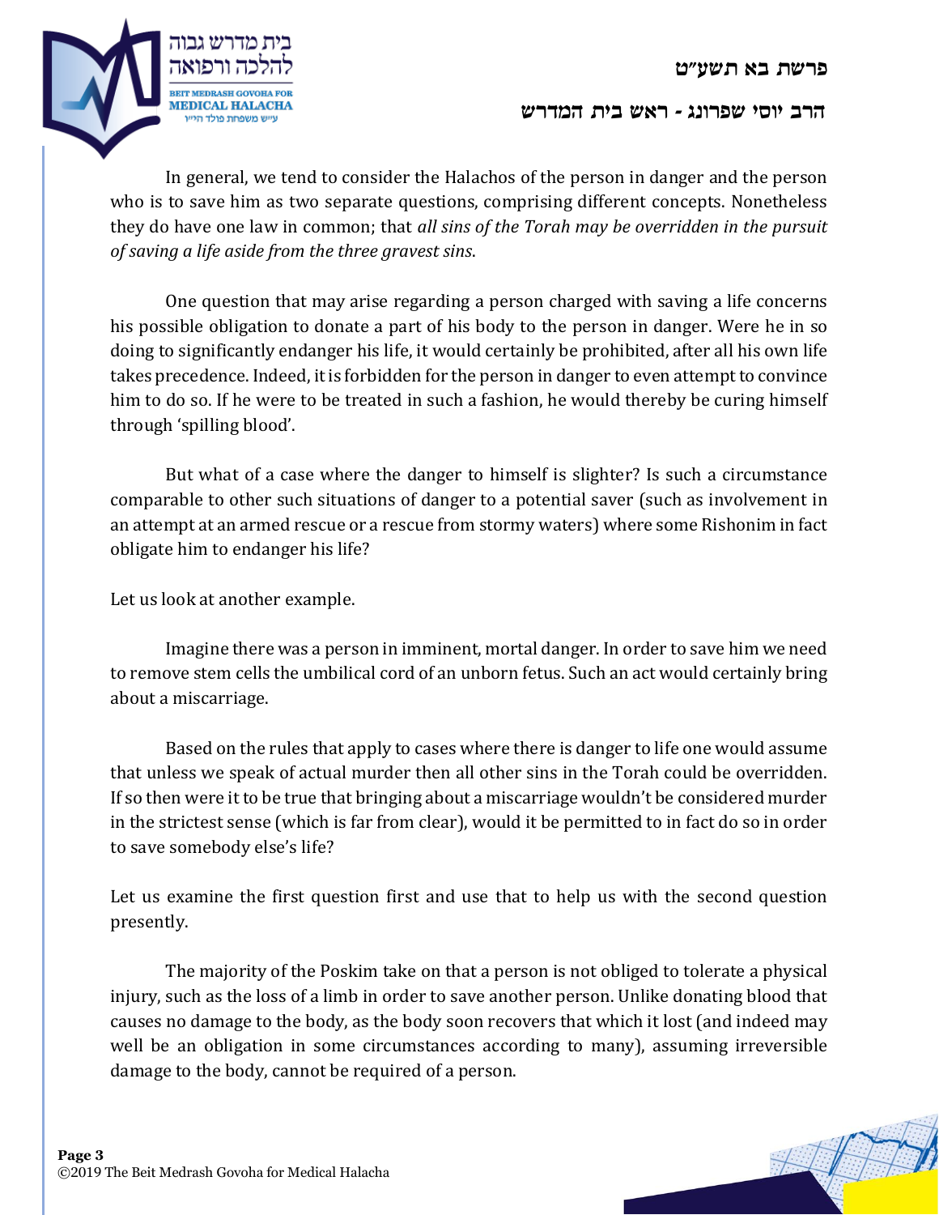In general, we tend to consider the Halachos of the person in danger and the person who is to save him as two separate questions, comprising different concepts. Nonetheless they do have one law in common; that *all sins of the Torah may be overridden in the pursuit of saving a life aside from the three gravest sins*.

One question that may arise regarding a person charged with saving a life concerns his possible obligation to donate a part of his body to the person in danger. Were he in so doing to significantly endanger his life, it would certainly be prohibited, after all his own life takes precedence. Indeed, it is forbidden for the person in danger to even attempt to convince him to do so. If he were to be treated in such a fashion, he would thereby be curing himself through 'spilling blood'.

But what of a case where the danger to himself is slighter? Is such a circumstance comparable to other such situations of danger to a potential saver (such as involvement in an attempt at an armed rescue or a rescue from stormy waters) where some Rishonim in fact obligate him to endanger his life?

Let us look at another example.

Imagine there was a person in imminent, mortal danger. In order to save him we need to remove stem cells the umbilical cord of an unborn fetus. Such an act would certainly bring about a miscarriage.

Based on the rules that apply to cases where there is danger to life one would assume that unless we speak of actual murder then all other sins in the Torah could be overridden. If so then were it to be true that bringing about a miscarriage wouldn't be considered murder in the strictest sense (which is far from clear), would it be permitted to in fact do so in order to save somebody else's life?

Let us examine the first question first and use that to help us with the second question presently.

The majority of the Poskim take on that a person is not obliged to tolerate a physical injury, such as the loss of a limb in order to save another person. Unlike donating blood that causes no damage to the body, as the body soon recovers that which it lost (and indeed may well be an obligation in some circumstances according to many), assuming irreversible damage to the body, cannot be required of a person.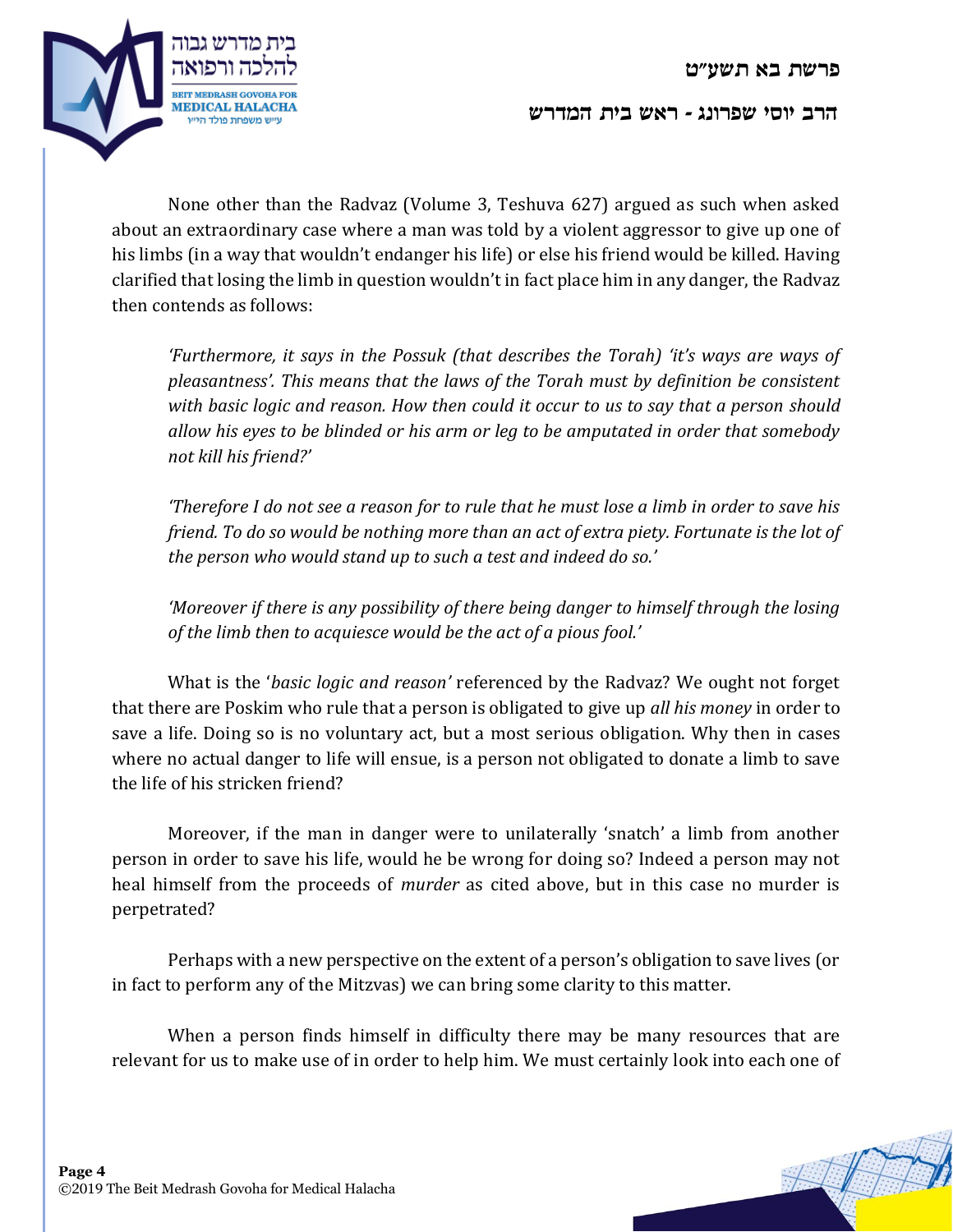None other than the Radvaz (Volume 3, Teshuva 627) argued as such when asked about an extraordinary case where a man was told by a violent aggressor to give up one of his limbs (in a way that wouldn't endanger his life) or else his friend would be killed. Having clarified that losing the limb in question wouldn't in fact place him in any danger, the Radvaz then contends as follows:

> *'Furthermore, it says in the Possuk (that describes the Torah) 'it's ways are ways of pleasantness'. This means that the laws of the Torah must by definition be consistent with basic logic and reason. How then could it occur to us to say that a person should allow his eyes to be blinded or his arm or leg to be amputated in order that somebody not kill his friend?'*
>
> *'Therefore I do not see a reason for to rule that he must lose a limb in order to save his friend. To do so would be nothing more than an act of extra piety. Fortunate is the lot of the person who would stand up to such a test and indeed do so.'*
>
> *'Moreover if there is any possibility of there being danger to himself through the losing of the limb then to acquiesce would be the act of a pious fool.'*

What is the '*basic logic and reason'* referenced by the Radvaz? We ought not forget that there are Poskim who rule that a person is obligated to give up *all his money* in order to save a life. Doing so is no voluntary act, but a most serious obligation. Why then in cases where no actual danger to life will ensue, is a person not obligated to donate a limb to save the life of his stricken friend?

Moreover, if the man in danger were to unilaterally 'snatch' a limb from another person in order to save his life, would he be wrong for doing so? Indeed a person may not heal himself from the proceeds of *murder* as cited above, but in this case no murder is perpetrated?

Perhaps with a new perspective on the extent of a person's obligation to save lives (or in fact to perform any of the Mitzvas) we can bring some clarity to this matter.

When a person finds himself in difficulty there may be many resources that are relevant for us to make use of in order to help him. We must certainly look into each one of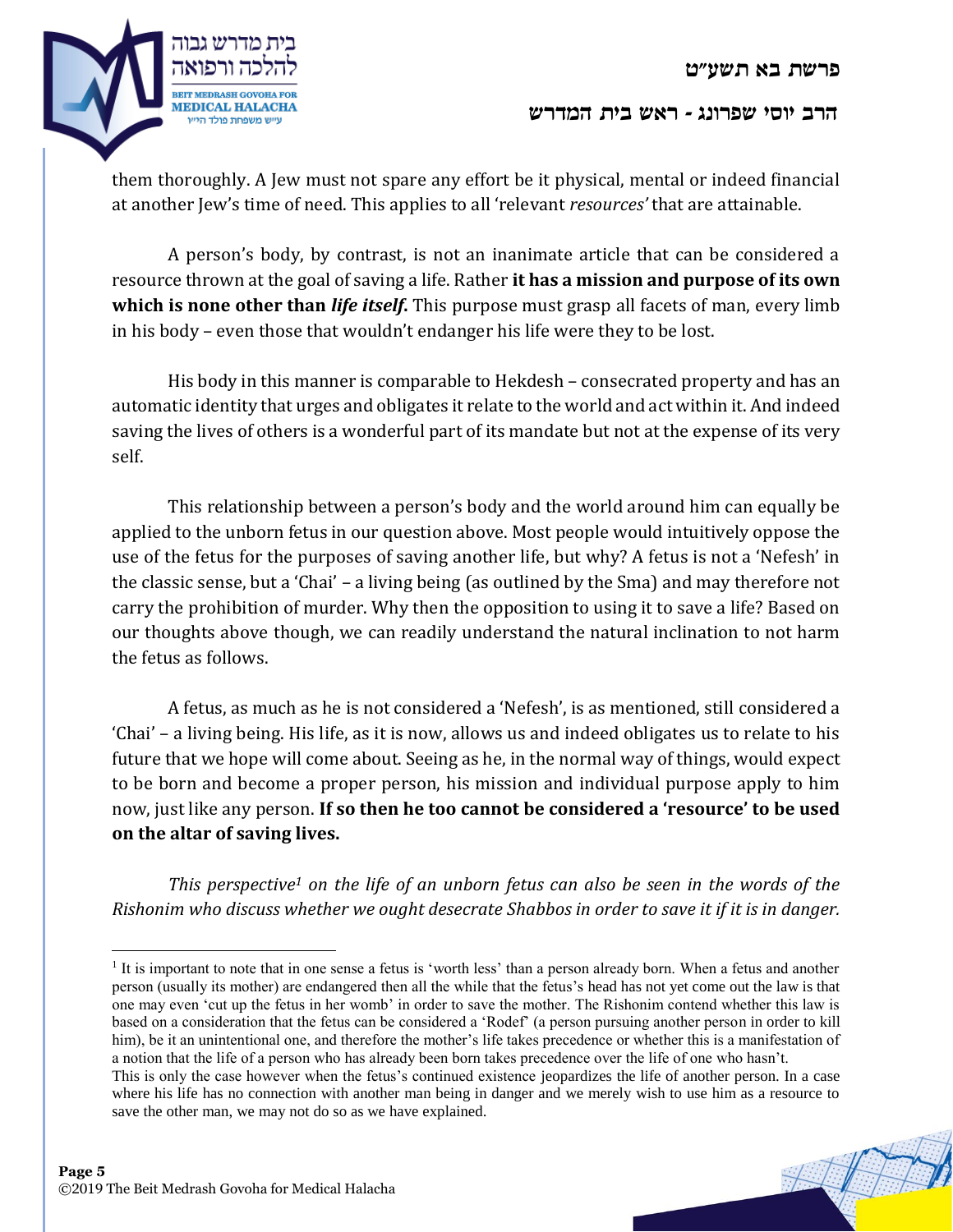them thoroughly. A Jew must not spare any effort be it physical, mental or indeed financial at another Jew's time of need. This applies to all 'relevant *resources'* that are attainable.

A person's body, by contrast, is not an inanimate article that can be considered a resource thrown at the goal of saving a life. Rather **it has a mission and purpose of its own which is none other than *life itself*.** This purpose must grasp all facets of man, every limb in his body – even those that wouldn't endanger his life were they to be lost.

His body in this manner is comparable to Hekdesh – consecrated property and has an automatic identity that urges and obligates it relate to the world and act within it. And indeed saving the lives of others is a wonderful part of its mandate but not at the expense of its very self.

This relationship between a person's body and the world around him can equally be applied to the unborn fetus in our question above. Most people would intuitively oppose the use of the fetus for the purposes of saving another life, but why? A fetus is not a 'Nefesh' in the classic sense, but a 'Chai' – a living being (as outlined by the Sma) and may therefore not carry the prohibition of murder. Why then the opposition to using it to save a life? Based on our thoughts above though, we can readily understand the natural inclination to not harm the fetus as follows.

A fetus, as much as he is not considered a 'Nefesh', is as mentioned, still considered a 'Chai' – a living being. His life, as it is now, allows us and indeed obligates us to relate to his future that we hope will come about. Seeing as he, in the normal way of things, would expect to be born and become a proper person, his mission and individual purpose apply to him now, just like any person. **If so then he too cannot be considered a 'resource' to be used on the altar of saving lives.**

*This perspective*[1] *on the life of an unborn fetus can also be seen in the words of the Rishonim who discuss whether we ought desecrate Shabbos in order to save it if it is in danger.*

---

[1] It is important to note that in one sense a fetus is 'worth less' than a person already born. When a fetus and another person (usually its mother) are endangered then all the while that the fetus's head has not yet come out the law is that one may even 'cut up the fetus in her womb' in order to save the mother. The Rishonim contend whether this law is based on a consideration that the fetus can be considered a 'Rodef' (a person pursuing another person in order to kill him), be it an unintentional one, and therefore the mother's life takes precedence or whether this is a manifestation of a notion that the life of a person who has already been born takes precedence over the life of one who hasn't.
This is only the case however when the fetus's continued existence jeopardizes the life of another person. In a case where his life has no connection with another man being in danger and we merely wish to use him as a resource to save the other man, we may not do so as we have explained.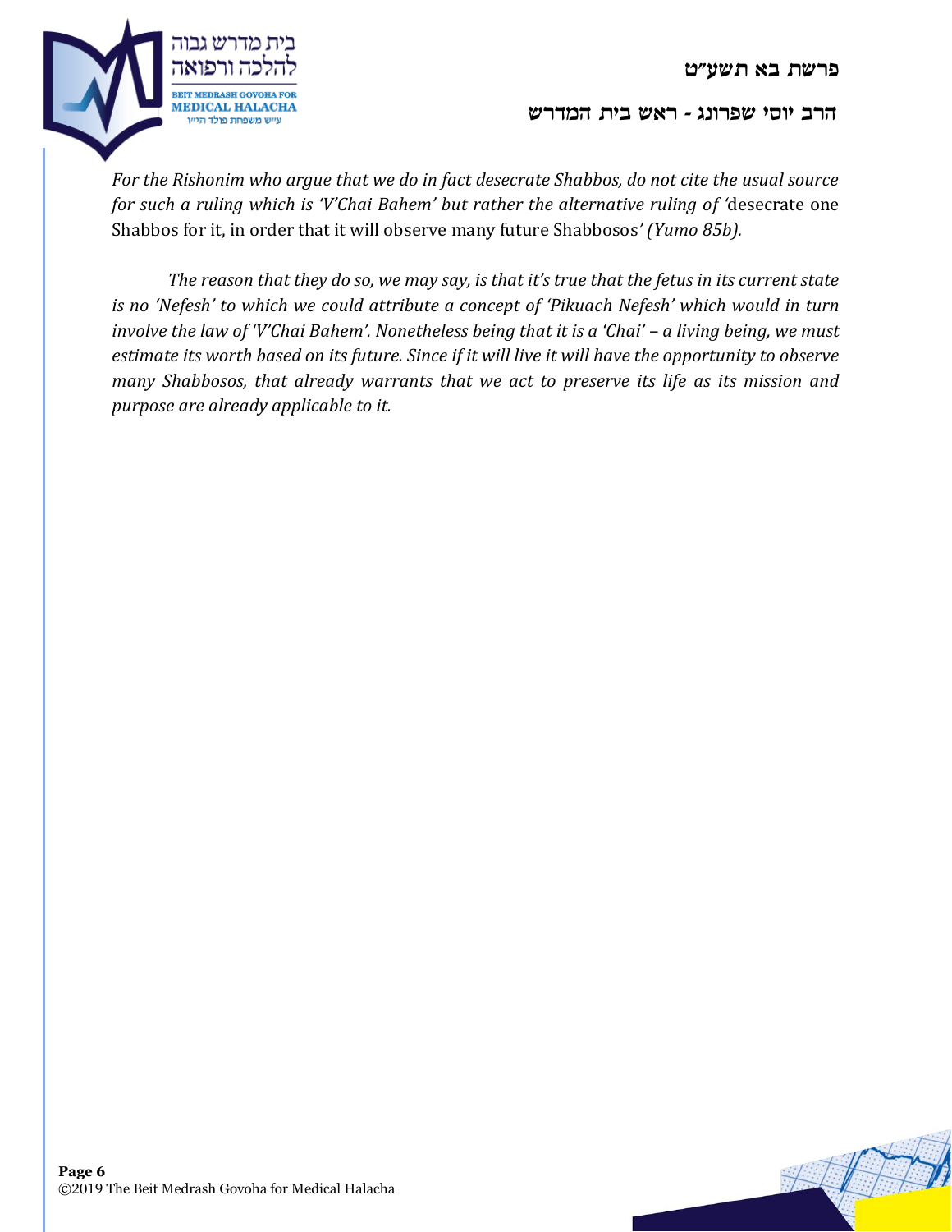*For the Rishonim who argue that we do in fact desecrate Shabbos, do not cite the usual source for such a ruling which is 'V'Chai Bahem' but rather the alternative ruling of '*desecrate one Shabbos for it, in order that it will observe many future Shabbosos*' (Yumo 85b).*

*The reason that they do so, we may say, is that it's true that the fetus in its current state is no 'Nefesh' to which we could attribute a concept of 'Pikuach Nefesh' which would in turn involve the law of 'V'Chai Bahem'. Nonetheless being that it is a 'Chai' – a living being, we must estimate its worth based on its future. Since if it will live it will have the opportunity to observe many Shabbosos, that already warrants that we act to preserve its life as its mission and purpose are already applicable to it.*